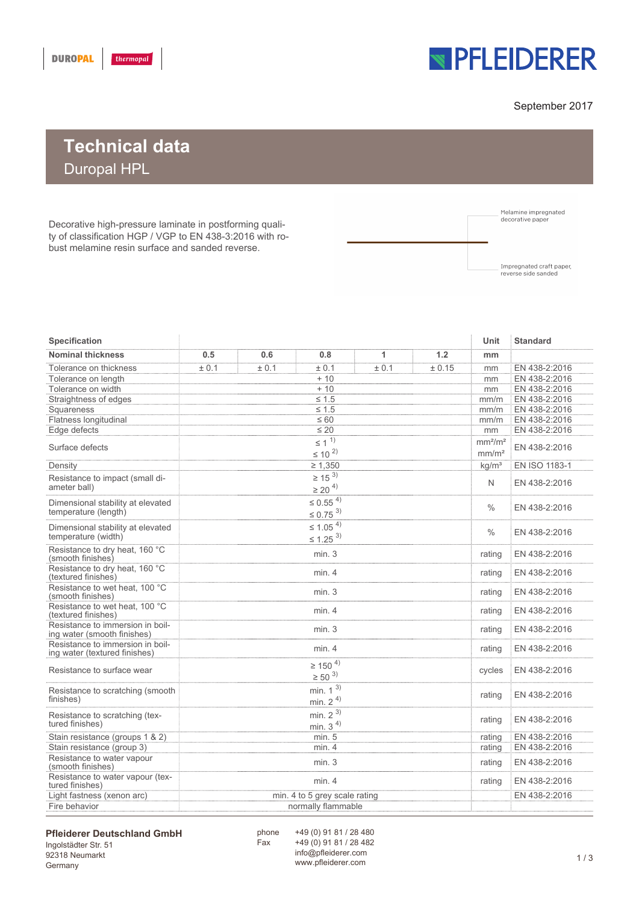DUROPAL | thermopal

PFLEIDERER

September 2017

# Technical data

## Duropal HPL

Decorative high-pressure laminate in postforming quality of classification HGP / VGP to EN 438-3:2016 with robust melamine resin surface and sanded reverse.

Melamine impregnated decorative paper

Impregnated craft paper, reverse side sanded

| Specification | | | | | | Unit | Standard |
|---|---|---|---|---|---|---|---|
| **Nominal thickness** | **0.5** | **0.6** | **0.8** | **1** | **1.2** | **mm** | |
| Tolerance on thickness | ± 0.1 | ± 0.1 | ± 0.1 | ± 0.1 | ± 0.15 | mm | EN 438-2:2016 |
| Tolerance on length | | | + 10 | | | mm | EN 438-2:2016 |
| Tolerance on width | | | + 10 | | | mm | EN 438-2:2016 |
| Straightness of edges | | | ≤ 1.5 | | | mm/m | EN 438-2:2016 |
| Squareness | | | ≤ 1.5 | | | mm/m | EN 438-2:2016 |
| Flatness longitudinal | | | ≤ 60 | | | mm/m | EN 438-2:2016 |
| Edge defects | | | ≤ 20 | | | mm | EN 438-2:2016 |
| Surface defects | | | ≤ 1 [1)]<br>≤ 10 [2)] | | | mm²/m²<br>mm/m² | EN 438-2:2016 |
| Density | | | ≥ 1,350 | | | kg/m³ | EN ISO 1183-1 |
| Resistance to impact (small diameter ball) | | | ≥ 15 [3)]<br>≥ 20 [4)] | | | N | EN 438-2:2016 |
| Dimensional stability at elevated temperature (length) | | | ≤ 0.55 [4)]<br>≤ 0.75 [3)] | | | % | EN 438-2:2016 |
| Dimensional stability at elevated temperature (width) | | | ≤ 1.05 [4)]<br>≤ 1.25 [3)] | | | % | EN 438-2:2016 |
| Resistance to dry heat, 160 °C (smooth finishes) | | | min. 3 | | | rating | EN 438-2:2016 |
| Resistance to dry heat, 160 °C (textured finishes) | | | min. 4 | | | rating | EN 438-2:2016 |
| Resistance to wet heat, 100 °C (smooth finishes) | | | min. 3 | | | rating | EN 438-2:2016 |
| Resistance to wet heat, 100 °C (textured finishes) | | | min. 4 | | | rating | EN 438-2:2016 |
| Resistance to immersion in boiling water (smooth finishes) | | | min. 3 | | | rating | EN 438-2:2016 |
| Resistance to immersion in boiling water (textured finishes) | | | min. 4 | | | rating | EN 438-2:2016 |
| Resistance to surface wear | | | ≥ 150 [4)]<br>≥ 50 [3)] | | | cycles | EN 438-2:2016 |
| Resistance to scratching (smooth finishes) | | | min. 1 [3)]<br>min. 2 [4)] | | | rating | EN 438-2:2016 |
| Resistance to scratching (textured finishes) | | | min. 2 [3)]<br>min. 3 [4)] | | | rating | EN 438-2:2016 |
| Stain resistance (groups 1 & 2) | | | min. 5 | | | rating | EN 438-2:2016 |
| Stain resistance (group 3) | | | min. 4 | | | rating | EN 438-2:2016 |
| Resistance to water vapour (smooth finishes) | | | min. 3 | | | rating | EN 438-2:2016 |
| Resistance to water vapour (textured finishes) | | | min. 4 | | | rating | EN 438-2:2016 |
| Light fastness (xenon arc) | | | min. 4 to 5 grey scale rating | | | | EN 438-2:2016 |
| Fire behavior | | | normally flammable | | | | |

**Pfleiderer Deutschland GmbH**
Ingolstädter Str. 51
92318 Neumarkt
Germany

phone +49 (0) 91 81 / 28 480
Fax +49 (0) 91 81 / 28 482
info@pfleiderer.com
www.pfleiderer.com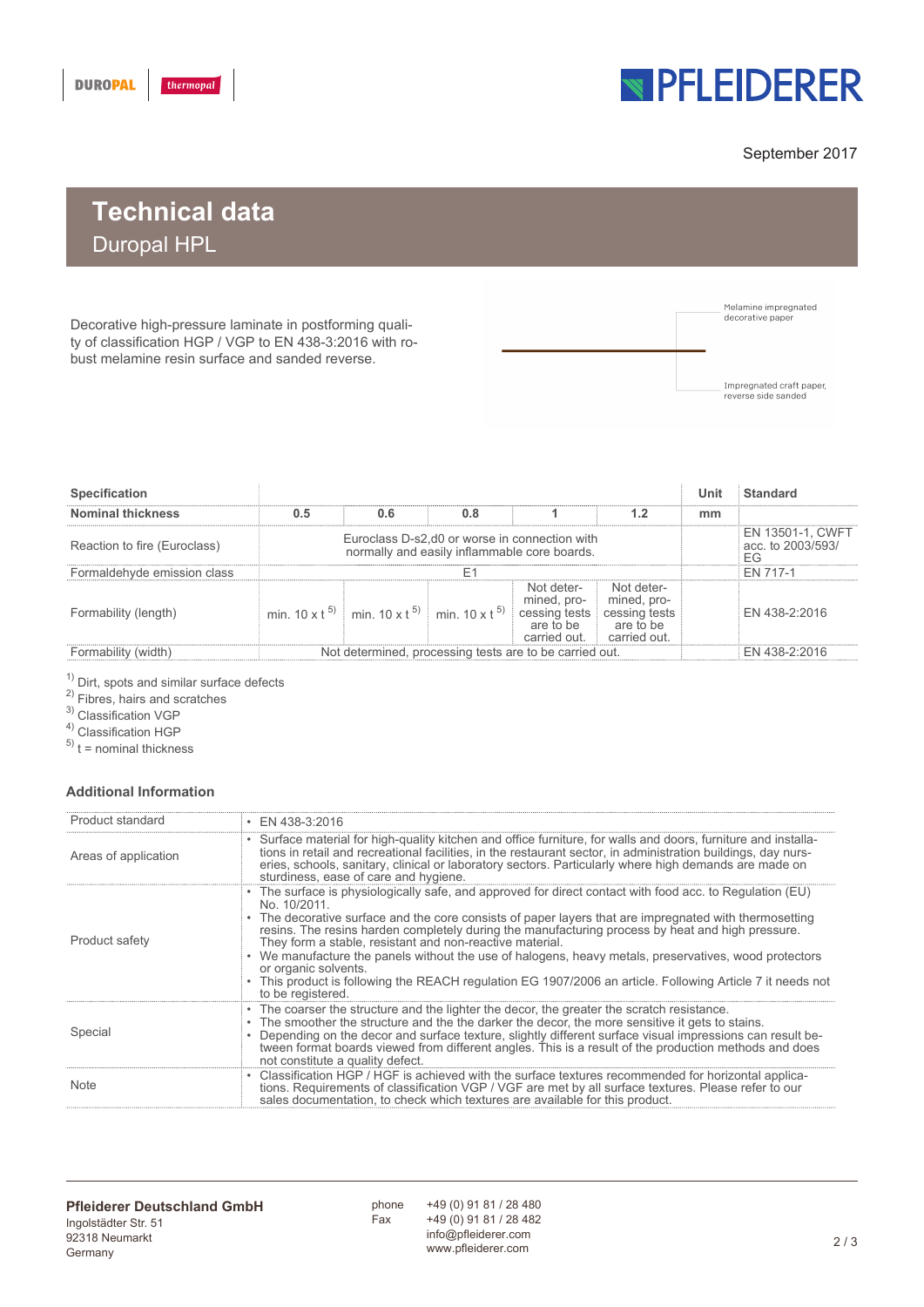September 2017

# Technical data

## Duropal HPL

Decorative high-pressure laminate in postforming quality of classification HGP / VGP to EN 438-3:2016 with robust melamine resin surface and sanded reverse.

Melamine impregnated decorative paper

Impregnated craft paper, reverse side sanded

| Specification | | | | | | Unit | Standard |
|---|---|---|---|---|---|---|---|
| **Nominal thickness** | **0.5** | **0.6** | **0.8** | **1** | **1.2** | **mm** | |
| Reaction to fire (Euroclass) | Euroclass D-s2,d0 or worse in connection with normally and easily inflammable core boards. | | | | | | EN 13501-1, CWFT acc. to 2003/593/ EG |
| Formaldehyde emission class | E1 | | | | | | EN 717-1 |
| Formability (length) | min. 10 x t [5] | min. 10 x t [5] | min. 10 x t [5] | Not determined, processing tests are to be carried out. | Not determined, processing tests are to be carried out. | | EN 438-2:2016 |
| Formability (width) | Not determined, processing tests are to be carried out. | | | | | | EN 438-2:2016 |

[1] Dirt, spots and similar surface defects
[2] Fibres, hairs and scratches
[3] Classification VGP
[4] Classification HGP
[5] t = nominal thickness

### Additional Information

| | |
|---|---|
| Product standard | • EN 438-3:2016 |
| Areas of application | • Surface material for high-quality kitchen and office furniture, for walls and doors, furniture and installations in retail and recreational facilities, in the restaurant sector, in administration buildings, day nurseries, schools, sanitary, clinical or laboratory sectors. Particularly where high demands are made on sturdiness, ease of care and hygiene. |
| Product safety | • The surface is physiologically safe, and approved for direct contact with food acc. to Regulation (EU) No. 10/2011.<br>• The decorative surface and the core consists of paper layers that are impregnated with thermosetting resins. The resins harden completely during the manufacturing process by heat and high pressure. They form a stable, resistant and non-reactive material.<br>• We manufacture the panels without the use of halogens, heavy metals, preservatives, wood protectors or organic solvents.<br>• This product is following the REACH regulation EG 1907/2006 an article. Following Article 7 it needs not to be registered. |
| Special | • The coarser the structure and the lighter the decor, the greater the scratch resistance.<br>• The smoother the structure and the the darker the decor, the more sensitive it gets to stains.<br>• Depending on the decor and surface texture, slightly different surface visual impressions can result between format boards viewed from different angles. This is a result of the production methods and does not constitute a quality defect. |
| Note | • Classification HGP / HGF is achieved with the surface textures recommended for horizontal applications. Requirements of classification VGP / VGF are met by all surface textures. Please refer to our sales documentation, to check which textures are available for this product. |

**Pfleiderer Deutschland GmbH**
Ingolstädter Str. 51
92318 Neumarkt
Germany

phone +49 (0) 91 81 / 28 480
Fax +49 (0) 91 81 / 28 482
info@pfleiderer.com
www.pfleiderer.com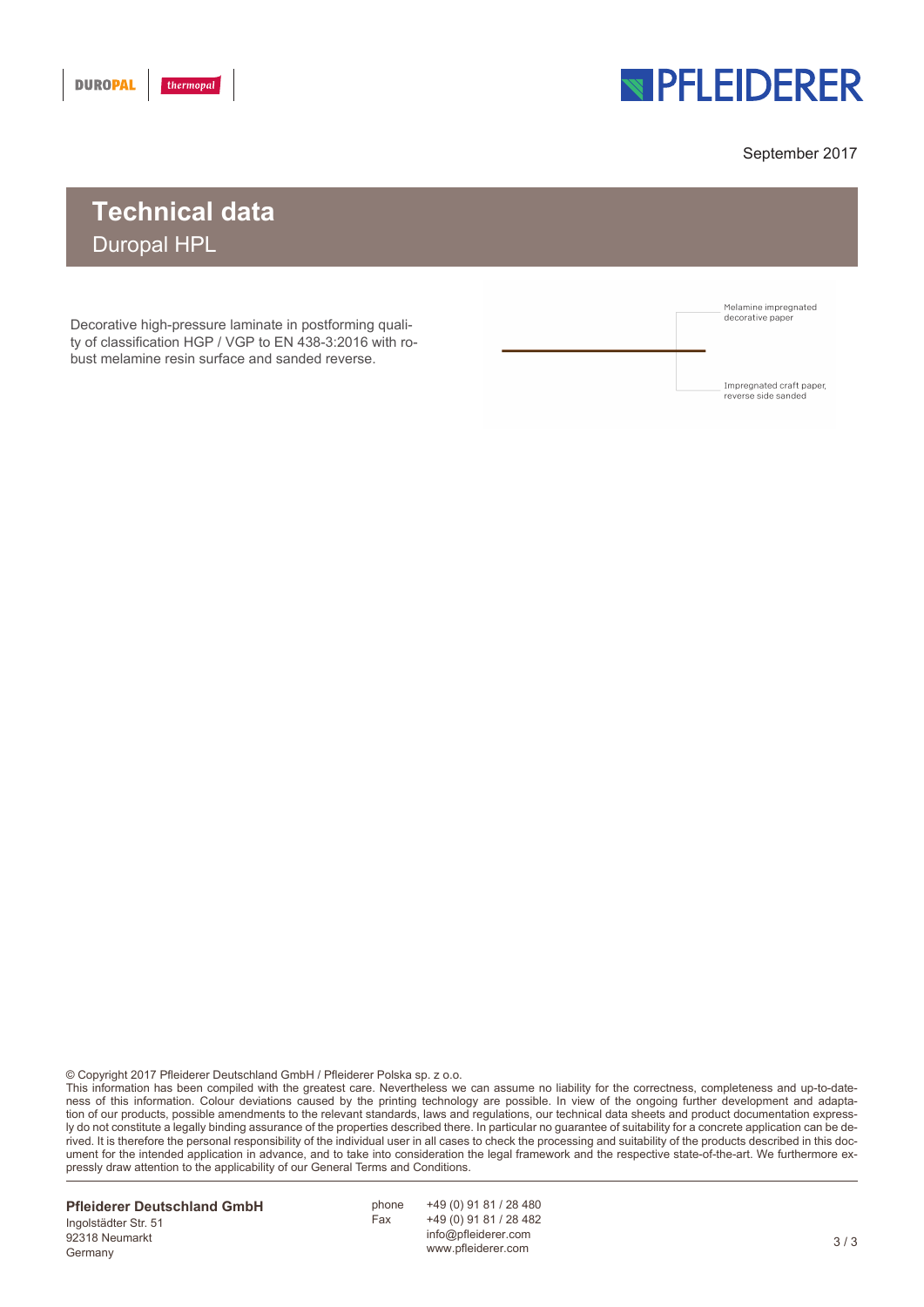# Technical data

## Duropal HPL

Decorative high-pressure laminate in postforming quality of classification HGP / VGP to EN 438-3:2016 with robust melamine resin surface and sanded reverse.

Melamine impregnated decorative paper

Impregnated craft paper, reverse side sanded

© Copyright 2017 Pfleiderer Deutschland GmbH / Pfleiderer Polska sp. z o.o.
This information has been compiled with the greatest care. Nevertheless we can assume no liability for the correctness, completeness and up-to-dateness of this information. Colour deviations caused by the printing technology are possible. In view of the ongoing further development and adaptation of our products, possible amendments to the relevant standards, laws and regulations, our technical data sheets and product documentation expressly do not constitute a legally binding assurance of the properties described there. In particular no guarantee of suitability for a concrete application can be derived. It is therefore the personal responsibility of the individual user in all cases to check the processing and suitability of the products described in this document for the intended application in advance, and to take into consideration the legal framework and the respective state-of-the-art. We furthermore expressly draw attention to the applicability of our General Terms and Conditions.

**Pfleiderer Deutschland GmbH**
Ingolstädter Str. 51
92318 Neumarkt
Germany

phone +49 (0) 91 81 / 28 480
Fax +49 (0) 91 81 / 28 482
info@pfleiderer.com
www.pfleiderer.com